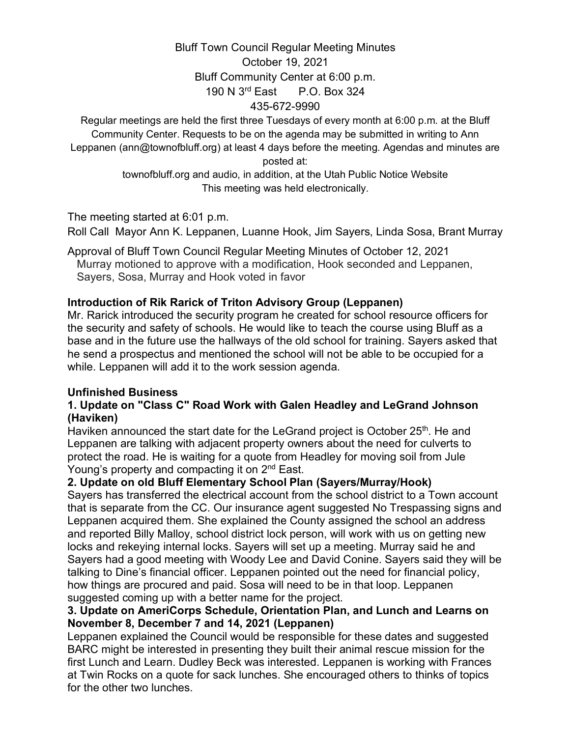Bluff Town Council Regular Meeting Minutes
October 19, 2021
Bluff Community Center at 6:00 p.m.
190 N 3rd East P.O. Box 324
435-672-9990

Regular meetings are held the first three Tuesdays of every month at 6:00 p.m. at the Bluff Community Center. Requests to be on the agenda may be submitted in writing to Ann Leppanen (ann@townofbluff.org) at least 4 days before the meeting. Agendas and minutes are posted at:
townofbluff.org and audio, in addition, at the Utah Public Notice Website
This meeting was held electronically.

The meeting started at 6:01 p.m.

Roll Call Mayor Ann K. Leppanen, Luanne Hook, Jim Sayers, Linda Sosa, Brant Murray

Approval of Bluff Town Council Regular Meeting Minutes of October 12, 2021
Murray motioned to approve with a modification, Hook seconded and Leppanen, Sayers, Sosa, Murray and Hook voted in favor

**Introduction of Rik Rarick of Triton Advisory Group (Leppanen)**

Mr. Rarick introduced the security program he created for school resource officers for the security and safety of schools. He would like to teach the course using Bluff as a base and in the future use the hallways of the old school for training. Sayers asked that he send a prospectus and mentioned the school will not be able to be occupied for a while. Leppanen will add it to the work session agenda.

**Unfinished Business**

**1. Update on "Class C" Road Work with Galen Headley and LeGrand Johnson (Haviken)**

Haviken announced the start date for the LeGrand project is October 25th. He and Leppanen are talking with adjacent property owners about the need for culverts to protect the road. He is waiting for a quote from Headley for moving soil from Jule Young's property and compacting it on 2nd East.

**2. Update on old Bluff Elementary School Plan (Sayers/Murray/Hook)**

Sayers has transferred the electrical account from the school district to a Town account that is separate from the CC. Our insurance agent suggested No Trespassing signs and Leppanen acquired them. She explained the County assigned the school an address and reported Billy Malloy, school district lock person, will work with us on getting new locks and rekeying internal locks. Sayers will set up a meeting. Murray said he and Sayers had a good meeting with Woody Lee and David Conine. Sayers said they will be talking to Dine's financial officer. Leppanen pointed out the need for financial policy, how things are procured and paid. Sosa will need to be in that loop. Leppanen suggested coming up with a better name for the project.

**3. Update on AmeriCorps Schedule, Orientation Plan, and Lunch and Learns on November 8, December 7 and 14, 2021 (Leppanen)**

Leppanen explained the Council would be responsible for these dates and suggested BARC might be interested in presenting they built their animal rescue mission for the first Lunch and Learn. Dudley Beck was interested. Leppanen is working with Frances at Twin Rocks on a quote for sack lunches. She encouraged others to thinks of topics for the other two lunches.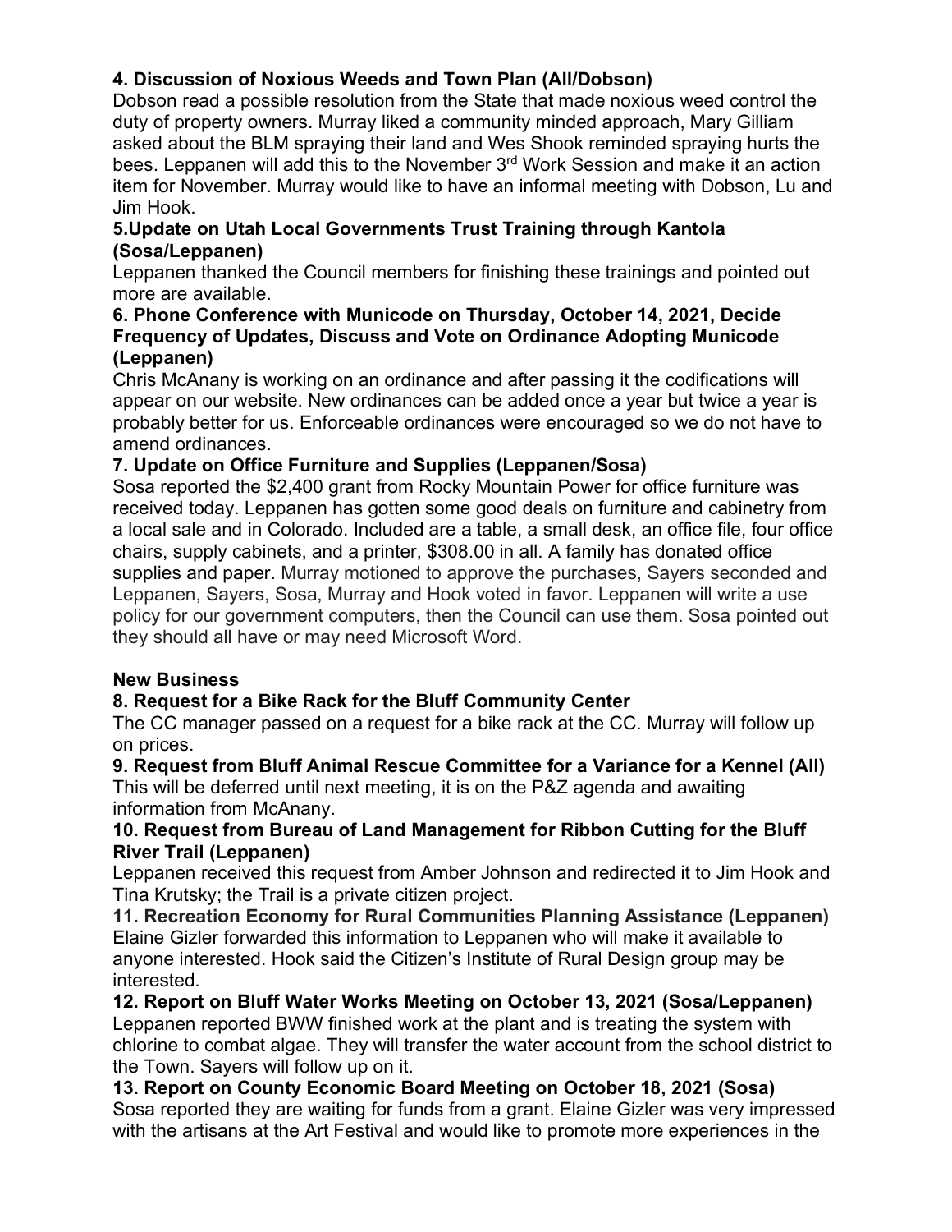**4. Discussion of Noxious Weeds and Town Plan (All/Dobson)**

Dobson read a possible resolution from the State that made noxious weed control the duty of property owners. Murray liked a community minded approach, Mary Gilliam asked about the BLM spraying their land and Wes Shook reminded spraying hurts the bees. Leppanen will add this to the November 3rd Work Session and make it an action item for November. Murray would like to have an informal meeting with Dobson, Lu and Jim Hook.

**5.Update on Utah Local Governments Trust Training through Kantola (Sosa/Leppanen)**

Leppanen thanked the Council members for finishing these trainings and pointed out more are available.

**6. Phone Conference with Municode on Thursday, October 14, 2021, Decide Frequency of Updates, Discuss and Vote on Ordinance Adopting Municode (Leppanen)**

Chris McAnany is working on an ordinance and after passing it the codifications will appear on our website. New ordinances can be added once a year but twice a year is probably better for us. Enforceable ordinances were encouraged so we do not have to amend ordinances.

**7. Update on Office Furniture and Supplies (Leppanen/Sosa)**

Sosa reported the $2,400 grant from Rocky Mountain Power for office furniture was received today. Leppanen has gotten some good deals on furniture and cabinetry from a local sale and in Colorado. Included are a table, a small desk, an office file, four office chairs, supply cabinets, and a printer, $308.00 in all. A family has donated office supplies and paper. Murray motioned to approve the purchases, Sayers seconded and Leppanen, Sayers, Sosa, Murray and Hook voted in favor. Leppanen will write a use policy for our government computers, then the Council can use them. Sosa pointed out they should all have or may need Microsoft Word.

**New Business**

**8. Request for a Bike Rack for the Bluff Community Center**

The CC manager passed on a request for a bike rack at the CC. Murray will follow up on prices.

**9. Request from Bluff Animal Rescue Committee for a Variance for a Kennel (All)**

This will be deferred until next meeting, it is on the P&Z agenda and awaiting information from McAnany.

**10. Request from Bureau of Land Management for Ribbon Cutting for the Bluff River Trail (Leppanen)**

Leppanen received this request from Amber Johnson and redirected it to Jim Hook and Tina Krutsky; the Trail is a private citizen project.

**11. Recreation Economy for Rural Communities Planning Assistance (Leppanen)**

Elaine Gizler forwarded this information to Leppanen who will make it available to anyone interested. Hook said the Citizen's Institute of Rural Design group may be interested.

**12. Report on Bluff Water Works Meeting on October 13, 2021 (Sosa/Leppanen)**

Leppanen reported BWW finished work at the plant and is treating the system with chlorine to combat algae. They will transfer the water account from the school district to the Town. Sayers will follow up on it.

**13. Report on County Economic Board Meeting on October 18, 2021 (Sosa)**

Sosa reported they are waiting for funds from a grant. Elaine Gizler was very impressed with the artisans at the Art Festival and would like to promote more experiences in the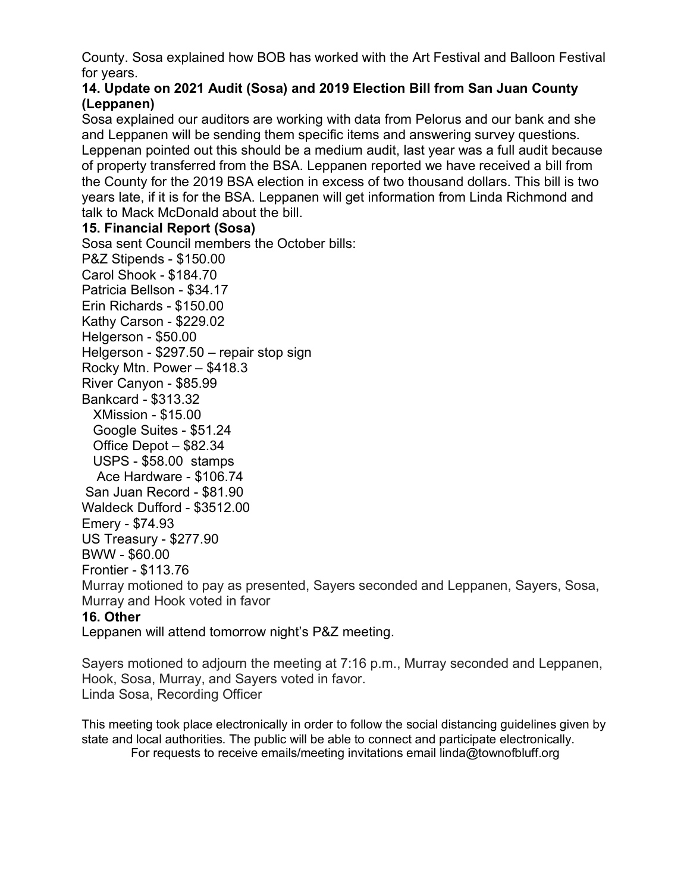County. Sosa explained how BOB has worked with the Art Festival and Balloon Festival for years.

**14. Update on 2021 Audit (Sosa) and 2019 Election Bill from San Juan County (Leppanen)**

Sosa explained our auditors are working with data from Pelorus and our bank and she and Leppanen will be sending them specific items and answering survey questions. Leppenan pointed out this should be a medium audit, last year was a full audit because of property transferred from the BSA. Leppanen reported we have received a bill from the County for the 2019 BSA election in excess of two thousand dollars. This bill is two years late, if it is for the BSA. Leppanen will get information from Linda Richmond and talk to Mack McDonald about the bill.

**15. Financial Report (Sosa)**

Sosa sent Council members the October bills:
P&Z Stipends - $150.00
Carol Shook - $184.70
Patricia Bellson - $34.17
Erin Richards - $150.00
Kathy Carson - $229.02
Helgerson - $50.00
Helgerson - $297.50 – repair stop sign
Rocky Mtn. Power – $418.3
River Canyon - $85.99
Bankcard - $313.32
  XMission - $15.00
  Google Suites - $51.24
  Office Depot – $82.34
  USPS - $58.00 stamps
  Ace Hardware - $106.74
San Juan Record - $81.90
Waldeck Dufford - $3512.00
Emery - $74.93
US Treasury - $277.90
BWW - $60.00
Frontier - $113.76
Murray motioned to pay as presented, Sayers seconded and Leppanen, Sayers, Sosa, Murray and Hook voted in favor

**16. Other**

Leppanen will attend tomorrow night's P&Z meeting.

Sayers motioned to adjourn the meeting at 7:16 p.m., Murray seconded and Leppanen, Hook, Sosa, Murray, and Sayers voted in favor.
Linda Sosa, Recording Officer

This meeting took place electronically in order to follow the social distancing guidelines given by state and local authorities. The public will be able to connect and participate electronically.
For requests to receive emails/meeting invitations email linda@townofbluff.org